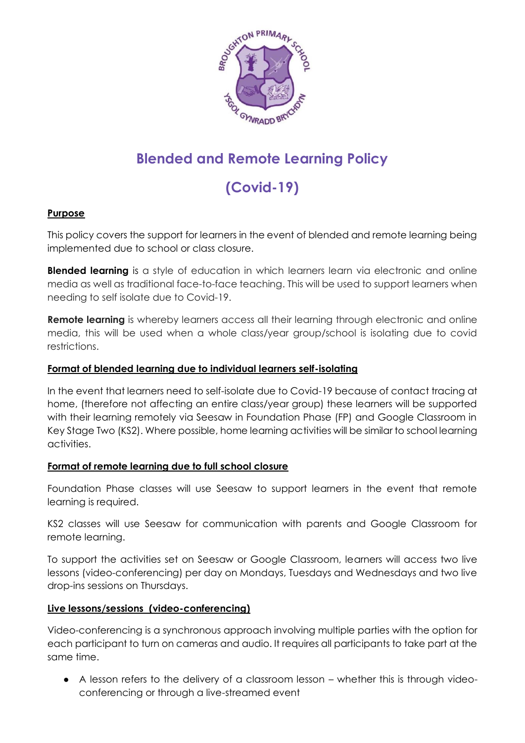# Blended and Remote Learning Policy

# (Covid-19)

**Purpose**

This policy covers the support for learners in the event of blended and remote learning being implemented due to school or class closure.

**Blended learning** is a style of education in which learners learn via electronic and online media as well as traditional face-to-face teaching. This will be used to support learners when needing to self isolate due to Covid-19.

**Remote learning** is whereby learners access all their learning through electronic and online media, this will be used when a whole class/year group/school is isolating due to covid restrictions.

**Format of blended learning due to individual learners self-isolating**

In the event that learners need to self-isolate due to Covid-19 because of contact tracing at home, (therefore not affecting an entire class/year group) these learners will be supported with their learning remotely via Seesaw in Foundation Phase (FP) and Google Classroom in Key Stage Two (KS2). Where possible, home learning activities will be similar to school learning activities.

**Format of remote learning due to full school closure**

Foundation Phase classes will use Seesaw to support learners in the event that remote learning is required.

KS2 classes will use Seesaw for communication with parents and Google Classroom for remote learning.

To support the activities set on Seesaw or Google Classroom, learners will access two live lessons (video-conferencing) per day on Mondays, Tuesdays and Wednesdays and two live drop-ins sessions on Thursdays.

**Live lessons/sessions (video-conferencing)**

Video-conferencing is a synchronous approach involving multiple parties with the option for each participant to turn on cameras and audio. It requires all participants to take part at the same time.

- A lesson refers to the delivery of a classroom lesson – whether this is through video-conferencing or through a live-streamed event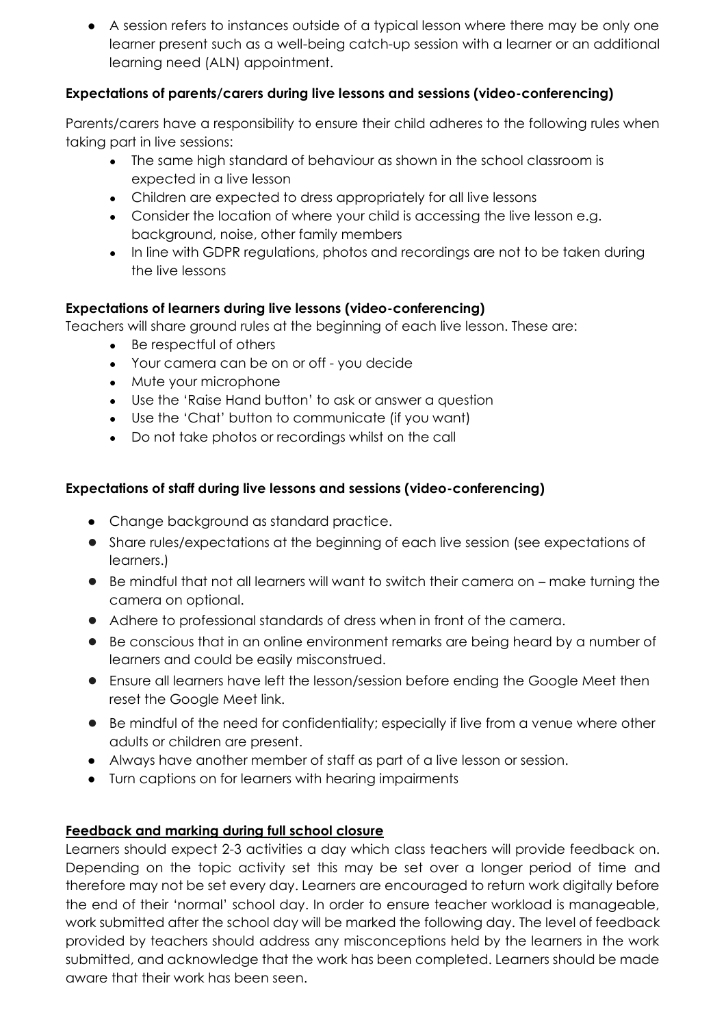- A session refers to instances outside of a typical lesson where there may be only one learner present such as a well-being catch-up session with a learner or an additional learning need (ALN) appointment.

**Expectations of parents/carers during live lessons and sessions (video-conferencing)**

Parents/carers have a responsibility to ensure their child adheres to the following rules when taking part in live sessions:

- The same high standard of behaviour as shown in the school classroom is expected in a live lesson
- Children are expected to dress appropriately for all live lessons
- Consider the location of where your child is accessing the live lesson e.g. background, noise, other family members
- In line with GDPR regulations, photos and recordings are not to be taken during the live lessons

**Expectations of learners during live lessons (video-conferencing)**

Teachers will share ground rules at the beginning of each live lesson. These are:

- Be respectful of others
- Your camera can be on or off - you decide
- Mute your microphone
- Use the 'Raise Hand button' to ask or answer a question
- Use the 'Chat' button to communicate (if you want)
- Do not take photos or recordings whilst on the call

**Expectations of staff during live lessons and sessions (video-conferencing)**

- Change background as standard practice.
- Share rules/expectations at the beginning of each live session (see expectations of learners.)
- Be mindful that not all learners will want to switch their camera on – make turning the camera on optional.
- Adhere to professional standards of dress when in front of the camera.
- Be conscious that in an online environment remarks are being heard by a number of learners and could be easily misconstrued.
- Ensure all learners have left the lesson/session before ending the Google Meet then reset the Google Meet link.
- Be mindful of the need for confidentiality; especially if live from a venue where other adults or children are present.
- Always have another member of staff as part of a live lesson or session.
- Turn captions on for learners with hearing impairments

**Feedback and marking during full school closure**

Learners should expect 2-3 activities a day which class teachers will provide feedback on. Depending on the topic activity set this may be set over a longer period of time and therefore may not be set every day. Learners are encouraged to return work digitally before the end of their 'normal' school day. In order to ensure teacher workload is manageable, work submitted after the school day will be marked the following day. The level of feedback provided by teachers should address any misconceptions held by the learners in the work submitted, and acknowledge that the work has been completed. Learners should be made aware that their work has been seen.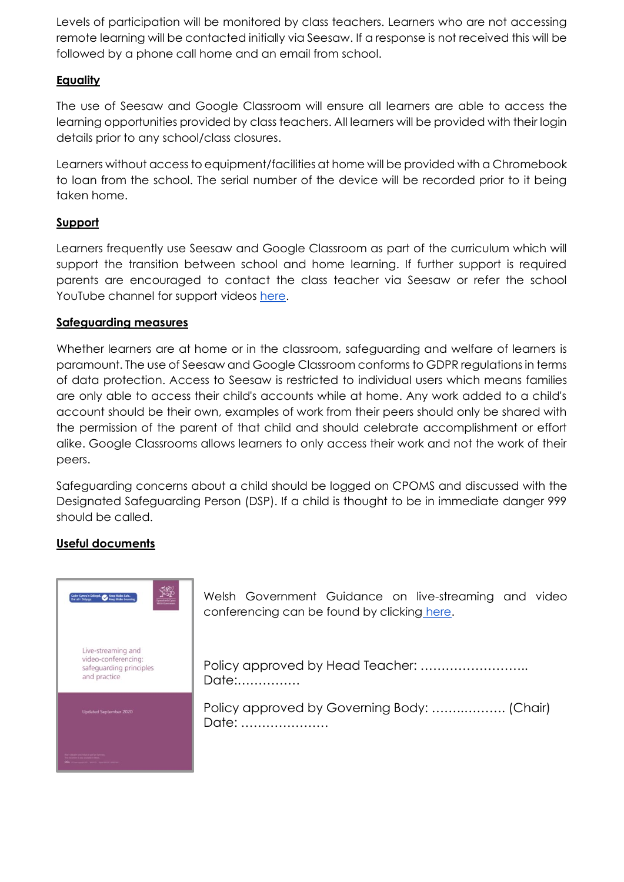Levels of participation will be monitored by class teachers. Learners who are not accessing remote learning will be contacted initially via Seesaw. If a response is not received this will be followed by a phone call home and an email from school.

## Equality

The use of Seesaw and Google Classroom will ensure all learners are able to access the learning opportunities provided by class teachers. All learners will be provided with their login details prior to any school/class closures.

Learners without access to equipment/facilities at home will be provided with a Chromebook to loan from the school. The serial number of the device will be recorded prior to it being taken home.

## Support

Learners frequently use Seesaw and Google Classroom as part of the curriculum which will support the transition between school and home learning. If further support is required parents are encouraged to contact the class teacher via Seesaw or refer the school YouTube channel for support videos here.

## Safeguarding measures

Whether learners are at home or in the classroom, safeguarding and welfare of learners is paramount. The use of Seesaw and Google Classroom conforms to GDPR regulations in terms of data protection. Access to Seesaw is restricted to individual users which means families are only able to access their child's accounts while at home. Any work added to a child's account should be their own, examples of work from their peers should only be shared with the permission of the parent of that child and should celebrate accomplishment or effort alike. Google Classrooms allows learners to only access their work and not the work of their peers.

Safeguarding concerns about a child should be logged on CPOMS and discussed with the Designated Safeguarding Person (DSP). If a child is thought to be in immediate danger 999 should be called.

## Useful documents

Live-streaming and video-conferencing: safeguarding principles and practice

Updated September 2020

Welsh Government Guidance on live-streaming and video conferencing can be found by clicking here.

Policy approved by Head Teacher: ……………………….. Date:…………….

Policy approved by Governing Body: ………..……… (Chair) Date: …………………